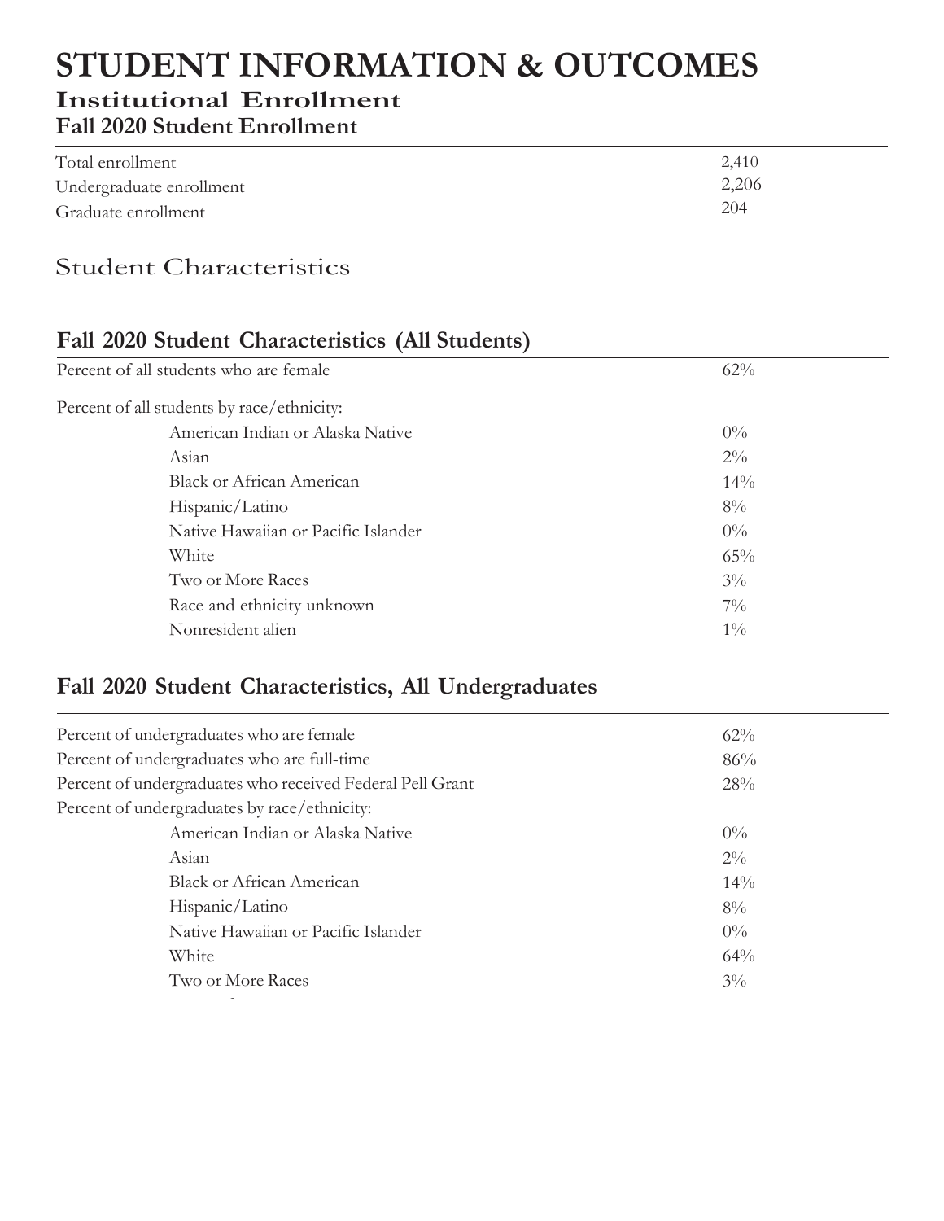# STUDENT INFORMATION & OUTCOMES

## Institutional Enrollment

### Fall 2020 Student Enrollment

| | |
|---|---|
| Total enrollment | 2,410 |
| Undergraduate enrollment | 2,206 |
| Graduate enrollment | 204 |

## Student Characteristics

### Fall 2020 Student Characteristics (All Students)

| | |
|---|---|
| Percent of all students who are female | 62% |
| Percent of all students by race/ethnicity: | |
| American Indian or Alaska Native | 0% |
| Asian | 2% |
| Black or African American | 14% |
| Hispanic/Latino | 8% |
| Native Hawaiian or Pacific Islander | 0% |
| White | 65% |
| Two or More Races | 3% |
| Race and ethnicity unknown | 7% |
| Nonresident alien | 1% |

### Fall 2020 Student Characteristics, All Undergraduates

| | |
|---|---|
| Percent of undergraduates who are female | 62% |
| Percent of undergraduates who are full-time | 86% |
| Percent of undergraduates who received Federal Pell Grant | 28% |
| Percent of undergraduates by race/ethnicity: | |
| American Indian or Alaska Native | 0% |
| Asian | 2% |
| Black or African American | 14% |
| Hispanic/Latino | 8% |
| Native Hawaiian or Pacific Islander | 0% |
| White | 64% |
| Two or More Races | 3% |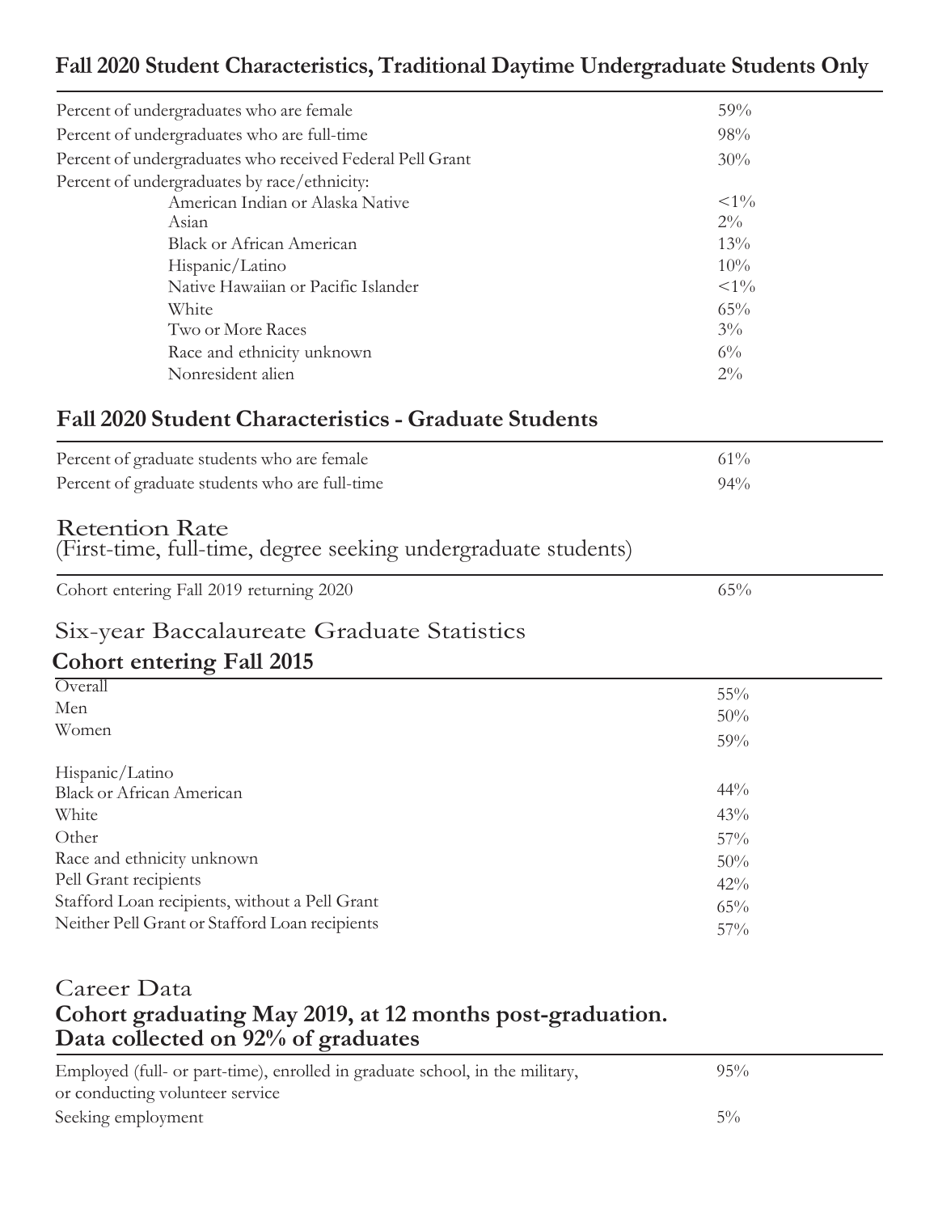## Fall 2020 Student Characteristics, Traditional Daytime Undergraduate Students Only

| | |
|---|---|
| Percent of undergraduates who are female | 59% |
| Percent of undergraduates who are full-time | 98% |
| Percent of undergraduates who received Federal Pell Grant | 30% |
| Percent of undergraduates by race/ethnicity: | |
| American Indian or Alaska Native | <1% |
| Asian | 2% |
| Black or African American | 13% |
| Hispanic/Latino | 10% |
| Native Hawaiian or Pacific Islander | <1% |
| White | 65% |
| Two or More Races | 3% |
| Race and ethnicity unknown | 6% |
| Nonresident alien | 2% |

## Fall 2020 Student Characteristics - Graduate Students

| | |
|---|---|
| Percent of graduate students who are female | 61% |
| Percent of graduate students who are full-time | 94% |

## Retention Rate
(First-time, full-time, degree seeking undergraduate students)

| | |
|---|---|
| Cohort entering Fall 2019 returning 2020 | 65% |

## Six-year Baccalaureate Graduate Statistics

### Cohort entering Fall 2015

| | |
|---|---|
| Overall | 55% |
| Men | 50% |
| Women | 59% |
| Hispanic/Latino | |
| Black or African American | 44% |
| White | 43% |
| Other | 57% |
| Race and ethnicity unknown | 50% |
| Pell Grant recipients | 42% |
| Stafford Loan recipients, without a Pell Grant | 65% |
| Neither Pell Grant or Stafford Loan recipients | 57% |

## Career Data

### Cohort graduating May 2019, at 12 months post-graduation. Data collected on 92% of graduates

| | |
|---|---|
| Employed (full- or part-time), enrolled in graduate school, in the military, or conducting volunteer service | 95% |
| Seeking employment | 5% |